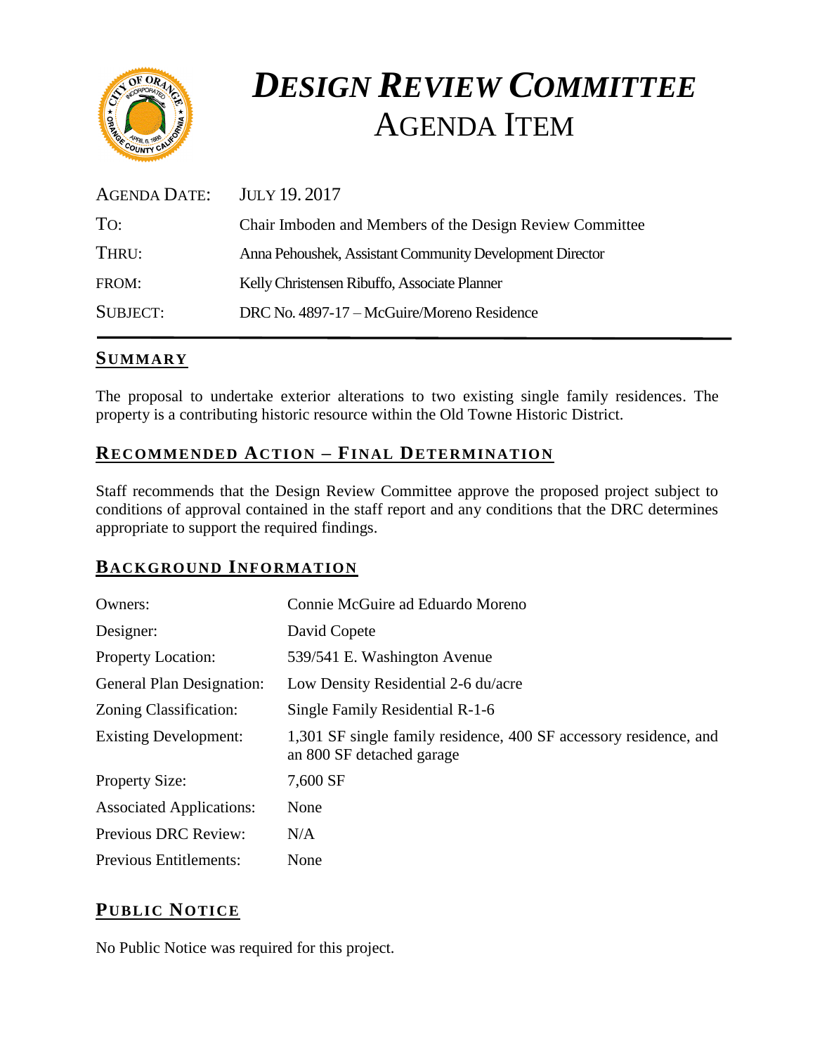# *DESIGN REVIEW COMMITTEE*
# AGENDA ITEM

| | |
|---|---|
| AGENDA DATE: | JULY 19. 2017 |
| TO: | Chair Imboden and Members of the Design Review Committee |
| THRU: | Anna Pehoushek, Assistant Community Development Director |
| FROM: | Kelly Christensen Ribuffo, Associate Planner |
| SUBJECT: | DRC No. 4897-17 – McGuire/Moreno Residence |

## SUMMARY

The proposal to undertake exterior alterations to two existing single family residences. The property is a contributing historic resource within the Old Towne Historic District.

## RECOMMENDED ACTION – FINAL DETERMINATION

Staff recommends that the Design Review Committee approve the proposed project subject to conditions of approval contained in the staff report and any conditions that the DRC determines appropriate to support the required findings.

## BACKGROUND INFORMATION

| | |
|---|---|
| Owners: | Connie McGuire ad Eduardo Moreno |
| Designer: | David Copete |
| Property Location: | 539/541 E. Washington Avenue |
| General Plan Designation: | Low Density Residential 2-6 du/acre |
| Zoning Classification: | Single Family Residential R-1-6 |
| Existing Development: | 1,301 SF single family residence, 400 SF accessory residence, and an 800 SF detached garage |
| Property Size: | 7,600 SF |
| Associated Applications: | None |
| Previous DRC Review: | N/A |
| Previous Entitlements: | None |

## PUBLIC NOTICE

No Public Notice was required for this project.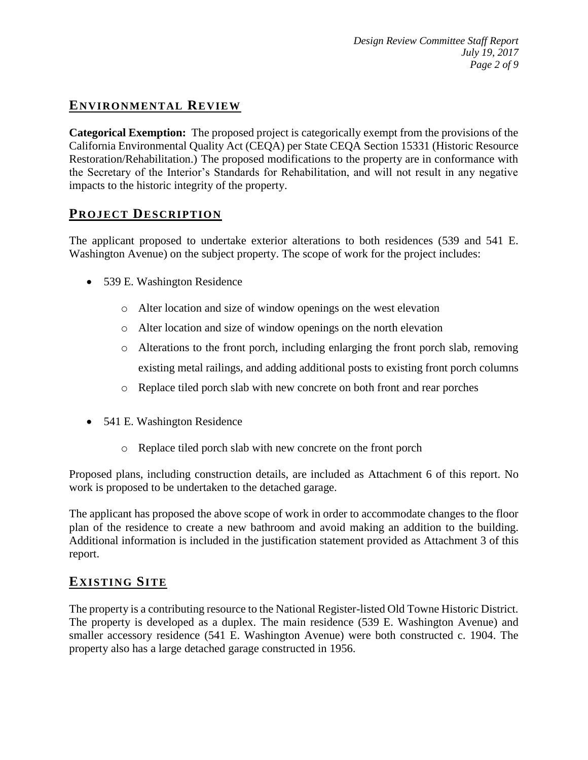## ENVIRONMENTAL REVIEW

**Categorical Exemption:** The proposed project is categorically exempt from the provisions of the California Environmental Quality Act (CEQA) per State CEQA Section 15331 (Historic Resource Restoration/Rehabilitation.) The proposed modifications to the property are in conformance with the Secretary of the Interior's Standards for Rehabilitation, and will not result in any negative impacts to the historic integrity of the property.

## PROJECT DESCRIPTION

The applicant proposed to undertake exterior alterations to both residences (539 and 541 E. Washington Avenue) on the subject property. The scope of work for the project includes:

- 539 E. Washington Residence
  - Alter location and size of window openings on the west elevation
  - Alter location and size of window openings on the north elevation
  - Alterations to the front porch, including enlarging the front porch slab, removing existing metal railings, and adding additional posts to existing front porch columns
  - Replace tiled porch slab with new concrete on both front and rear porches
- 541 E. Washington Residence
  - Replace tiled porch slab with new concrete on the front porch

Proposed plans, including construction details, are included as Attachment 6 of this report. No work is proposed to be undertaken to the detached garage.

The applicant has proposed the above scope of work in order to accommodate changes to the floor plan of the residence to create a new bathroom and avoid making an addition to the building. Additional information is included in the justification statement provided as Attachment 3 of this report.

## EXISTING SITE

The property is a contributing resource to the National Register-listed Old Towne Historic District. The property is developed as a duplex. The main residence (539 E. Washington Avenue) and smaller accessory residence (541 E. Washington Avenue) were both constructed c. 1904. The property also has a large detached garage constructed in 1956.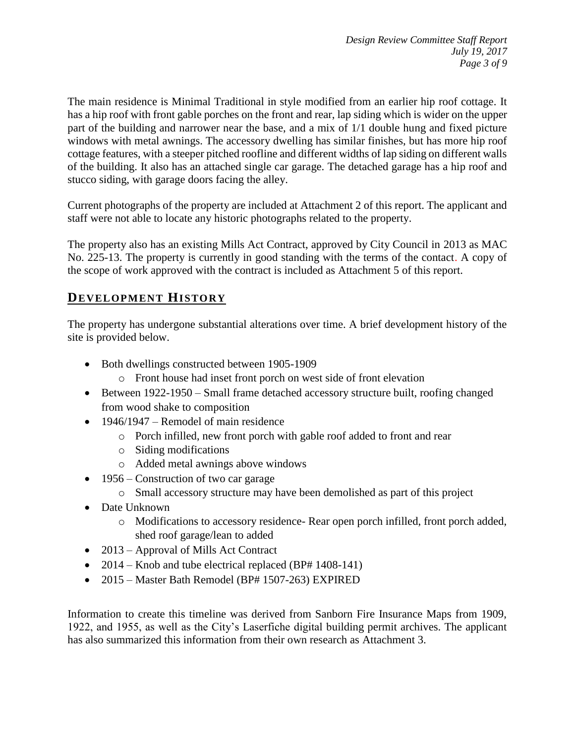The main residence is Minimal Traditional in style modified from an earlier hip roof cottage. It has a hip roof with front gable porches on the front and rear, lap siding which is wider on the upper part of the building and narrower near the base, and a mix of 1/1 double hung and fixed picture windows with metal awnings. The accessory dwelling has similar finishes, but has more hip roof cottage features, with a steeper pitched roofline and different widths of lap siding on different walls of the building. It also has an attached single car garage. The detached garage has a hip roof and stucco siding, with garage doors facing the alley.

Current photographs of the property are included at Attachment 2 of this report. The applicant and staff were not able to locate any historic photographs related to the property.

The property also has an existing Mills Act Contract, approved by City Council in 2013 as MAC No. 225-13. The property is currently in good standing with the terms of the contact. A copy of the scope of work approved with the contract is included as Attachment 5 of this report.

## DEVELOPMENT HISTORY

The property has undergone substantial alterations over time. A brief development history of the site is provided below.

- Both dwellings constructed between 1905-1909
  - Front house had inset front porch on west side of front elevation
- Between 1922-1950 – Small frame detached accessory structure built, roofing changed from wood shake to composition
- 1946/1947 – Remodel of main residence
  - Porch infilled, new front porch with gable roof added to front and rear
  - Siding modifications
  - Added metal awnings above windows
- 1956 – Construction of two car garage
  - Small accessory structure may have been demolished as part of this project
- Date Unknown
  - Modifications to accessory residence- Rear open porch infilled, front porch added, shed roof garage/lean to added
- 2013 – Approval of Mills Act Contract
- 2014 – Knob and tube electrical replaced (BP# 1408-141)
- 2015 – Master Bath Remodel (BP# 1507-263) EXPIRED

Information to create this timeline was derived from Sanborn Fire Insurance Maps from 1909, 1922, and 1955, as well as the City's Laserfiche digital building permit archives. The applicant has also summarized this information from their own research as Attachment 3.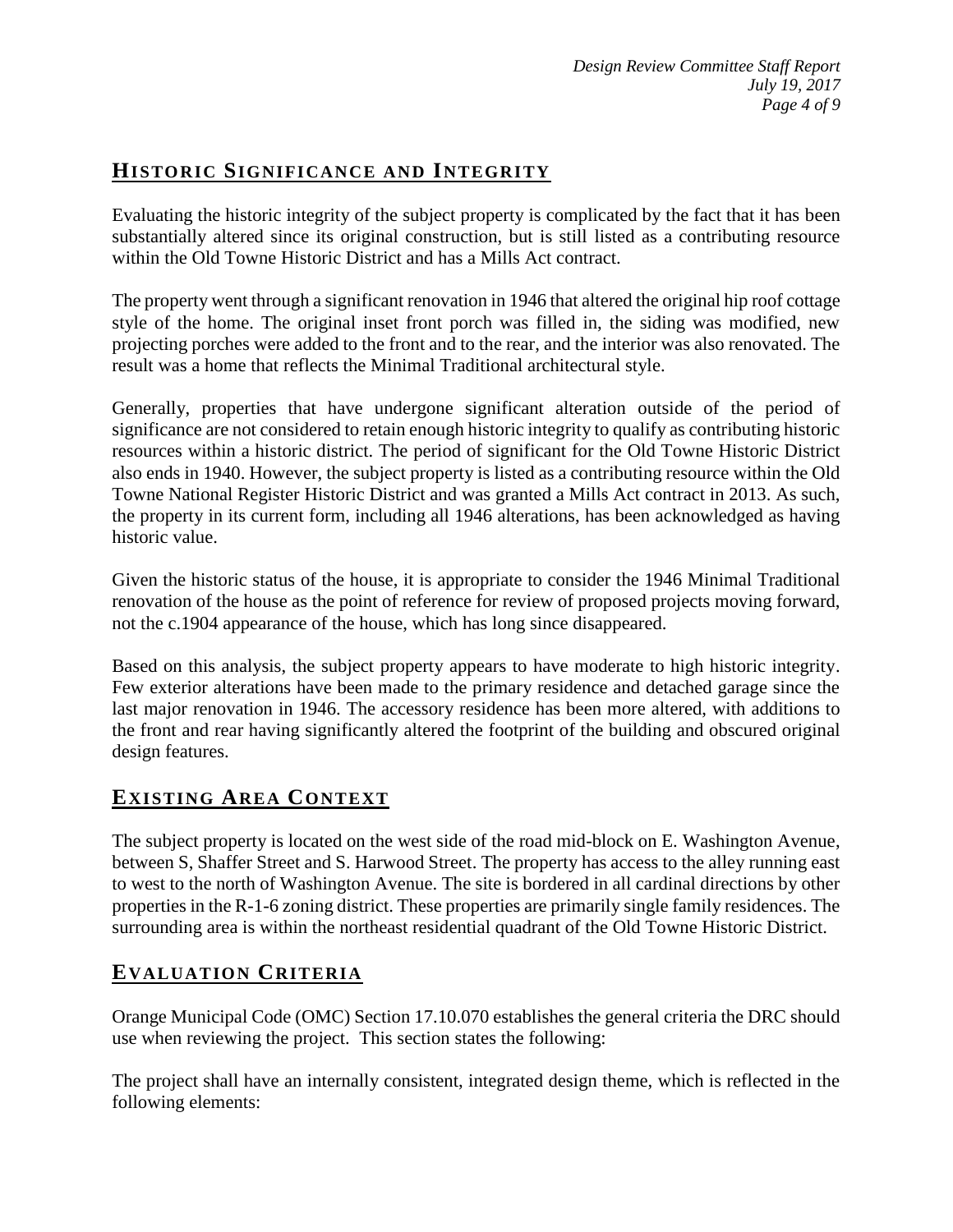## Historic Significance and Integrity

Evaluating the historic integrity of the subject property is complicated by the fact that it has been substantially altered since its original construction, but is still listed as a contributing resource within the Old Towne Historic District and has a Mills Act contract.

The property went through a significant renovation in 1946 that altered the original hip roof cottage style of the home. The original inset front porch was filled in, the siding was modified, new projecting porches were added to the front and to the rear, and the interior was also renovated. The result was a home that reflects the Minimal Traditional architectural style.

Generally, properties that have undergone significant alteration outside of the period of significance are not considered to retain enough historic integrity to qualify as contributing historic resources within a historic district. The period of significant for the Old Towne Historic District also ends in 1940. However, the subject property is listed as a contributing resource within the Old Towne National Register Historic District and was granted a Mills Act contract in 2013. As such, the property in its current form, including all 1946 alterations, has been acknowledged as having historic value.

Given the historic status of the house, it is appropriate to consider the 1946 Minimal Traditional renovation of the house as the point of reference for review of proposed projects moving forward, not the c.1904 appearance of the house, which has long since disappeared.

Based on this analysis, the subject property appears to have moderate to high historic integrity. Few exterior alterations have been made to the primary residence and detached garage since the last major renovation in 1946. The accessory residence has been more altered, with additions to the front and rear having significantly altered the footprint of the building and obscured original design features.

## Existing Area Context

The subject property is located on the west side of the road mid-block on E. Washington Avenue, between S, Shaffer Street and S. Harwood Street. The property has access to the alley running east to west to the north of Washington Avenue. The site is bordered in all cardinal directions by other properties in the R-1-6 zoning district. These properties are primarily single family residences. The surrounding area is within the northeast residential quadrant of the Old Towne Historic District.

## Evaluation Criteria

Orange Municipal Code (OMC) Section 17.10.070 establishes the general criteria the DRC should use when reviewing the project. This section states the following:

The project shall have an internally consistent, integrated design theme, which is reflected in the following elements: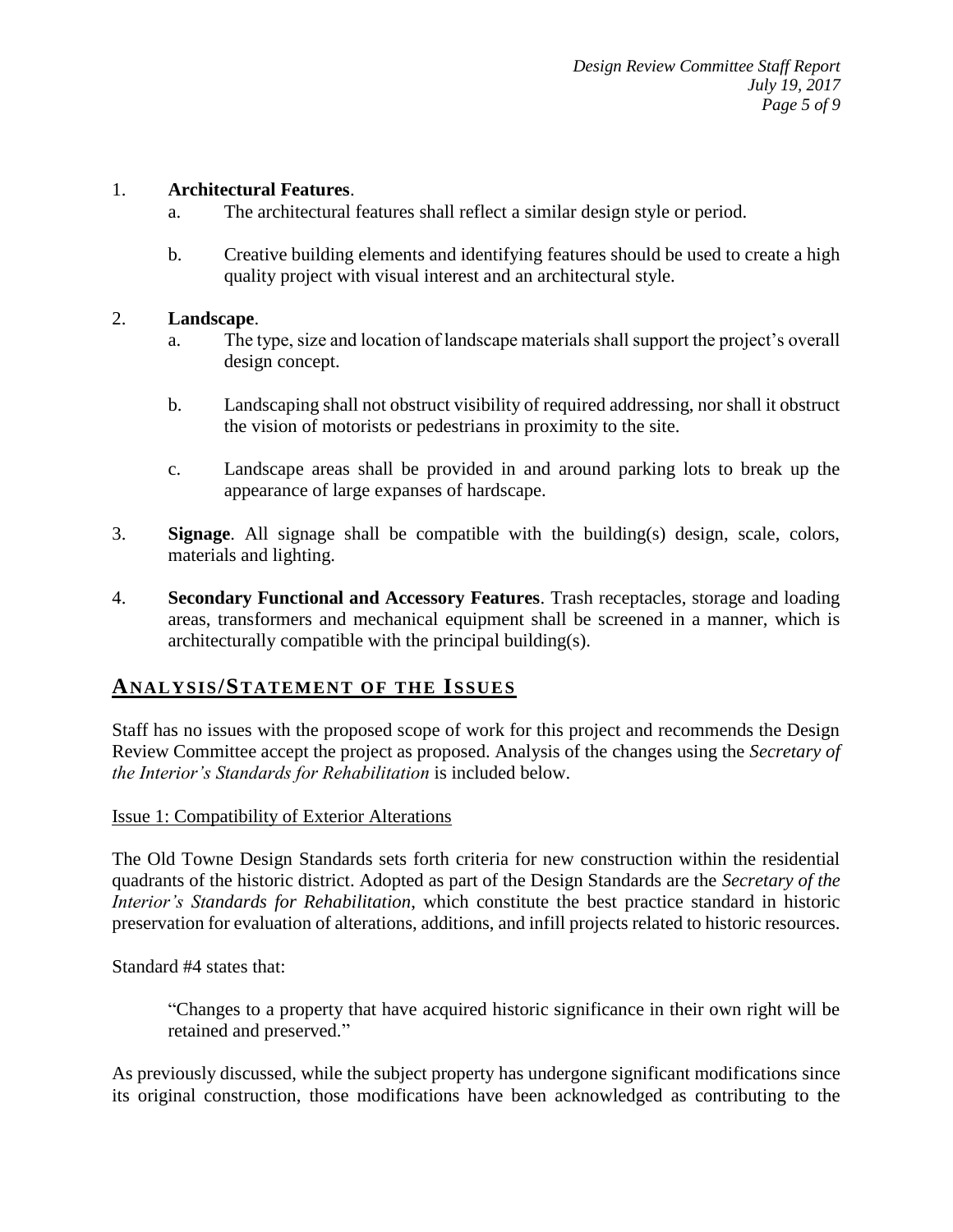1. **Architectural Features**.
    a. The architectural features shall reflect a similar design style or period.

    b. Creative building elements and identifying features should be used to create a high quality project with visual interest and an architectural style.

2. **Landscape**.
    a. The type, size and location of landscape materials shall support the project's overall design concept.

    b. Landscaping shall not obstruct visibility of required addressing, nor shall it obstruct the vision of motorists or pedestrians in proximity to the site.

    c. Landscape areas shall be provided in and around parking lots to break up the appearance of large expanses of hardscape.

3. **Signage**. All signage shall be compatible with the building(s) design, scale, colors, materials and lighting.

4. **Secondary Functional and Accessory Features**. Trash receptacles, storage and loading areas, transformers and mechanical equipment shall be screened in a manner, which is architecturally compatible with the principal building(s).

## ANALYSIS/STATEMENT OF THE ISSUES

Staff has no issues with the proposed scope of work for this project and recommends the Design Review Committee accept the project as proposed. Analysis of the changes using the *Secretary of the Interior's Standards for Rehabilitation* is included below.

Issue 1: Compatibility of Exterior Alterations

The Old Towne Design Standards sets forth criteria for new construction within the residential quadrants of the historic district. Adopted as part of the Design Standards are the *Secretary of the Interior's Standards for Rehabilitation*, which constitute the best practice standard in historic preservation for evaluation of alterations, additions, and infill projects related to historic resources.

Standard #4 states that:

> "Changes to a property that have acquired historic significance in their own right will be retained and preserved."

As previously discussed, while the subject property has undergone significant modifications since its original construction, those modifications have been acknowledged as contributing to the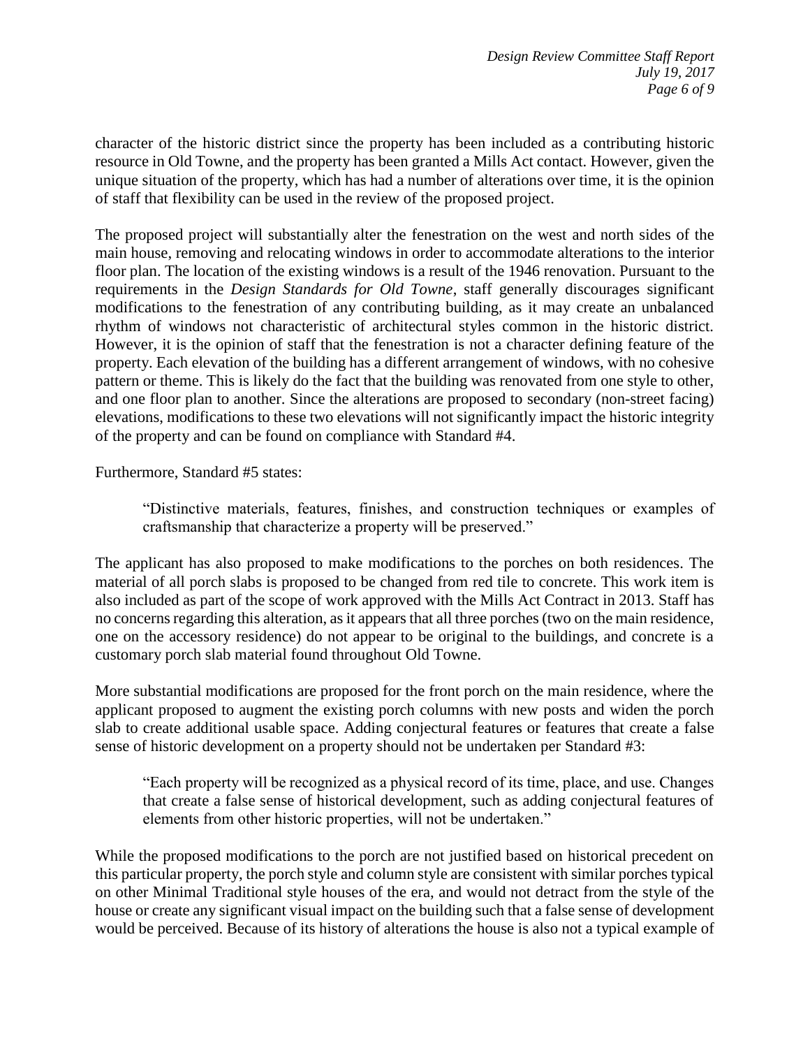character of the historic district since the property has been included as a contributing historic resource in Old Towne, and the property has been granted a Mills Act contact. However, given the unique situation of the property, which has had a number of alterations over time, it is the opinion of staff that flexibility can be used in the review of the proposed project.

The proposed project will substantially alter the fenestration on the west and north sides of the main house, removing and relocating windows in order to accommodate alterations to the interior floor plan. The location of the existing windows is a result of the 1946 renovation. Pursuant to the requirements in the *Design Standards for Old Towne*, staff generally discourages significant modifications to the fenestration of any contributing building, as it may create an unbalanced rhythm of windows not characteristic of architectural styles common in the historic district. However, it is the opinion of staff that the fenestration is not a character defining feature of the property. Each elevation of the building has a different arrangement of windows, with no cohesive pattern or theme. This is likely do the fact that the building was renovated from one style to other, and one floor plan to another. Since the alterations are proposed to secondary (non-street facing) elevations, modifications to these two elevations will not significantly impact the historic integrity of the property and can be found on compliance with Standard #4.

Furthermore, Standard #5 states:

> "Distinctive materials, features, finishes, and construction techniques or examples of craftsmanship that characterize a property will be preserved."

The applicant has also proposed to make modifications to the porches on both residences. The material of all porch slabs is proposed to be changed from red tile to concrete. This work item is also included as part of the scope of work approved with the Mills Act Contract in 2013. Staff has no concerns regarding this alteration, as it appears that all three porches (two on the main residence, one on the accessory residence) do not appear to be original to the buildings, and concrete is a customary porch slab material found throughout Old Towne.

More substantial modifications are proposed for the front porch on the main residence, where the applicant proposed to augment the existing porch columns with new posts and widen the porch slab to create additional usable space. Adding conjectural features or features that create a false sense of historic development on a property should not be undertaken per Standard #3:

> "Each property will be recognized as a physical record of its time, place, and use. Changes that create a false sense of historical development, such as adding conjectural features of elements from other historic properties, will not be undertaken."

While the proposed modifications to the porch are not justified based on historical precedent on this particular property, the porch style and column style are consistent with similar porches typical on other Minimal Traditional style houses of the era, and would not detract from the style of the house or create any significant visual impact on the building such that a false sense of development would be perceived. Because of its history of alterations the house is also not a typical example of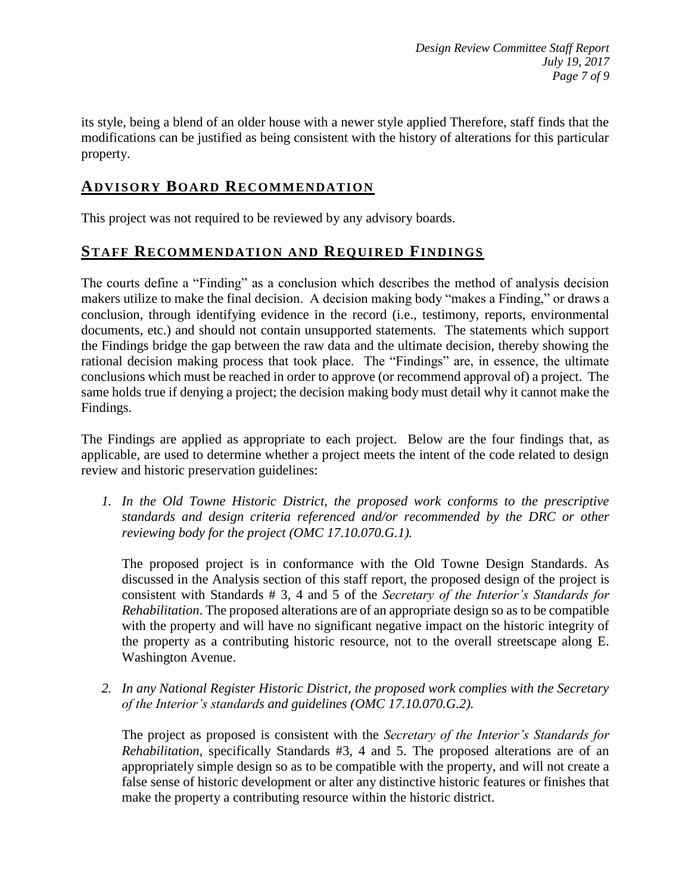its style, being a blend of an older house with a newer style applied Therefore, staff finds that the modifications can be justified as being consistent with the history of alterations for this particular property.

## ADVISORY BOARD RECOMMENDATION

This project was not required to be reviewed by any advisory boards.

## STAFF RECOMMENDATION AND REQUIRED FINDINGS

The courts define a "Finding" as a conclusion which describes the method of analysis decision makers utilize to make the final decision. A decision making body "makes a Finding," or draws a conclusion, through identifying evidence in the record (i.e., testimony, reports, environmental documents, etc.) and should not contain unsupported statements. The statements which support the Findings bridge the gap between the raw data and the ultimate decision, thereby showing the rational decision making process that took place. The "Findings" are, in essence, the ultimate conclusions which must be reached in order to approve (or recommend approval of) a project. The same holds true if denying a project; the decision making body must detail why it cannot make the Findings.

The Findings are applied as appropriate to each project. Below are the four findings that, as applicable, are used to determine whether a project meets the intent of the code related to design review and historic preservation guidelines:

1. *In the Old Towne Historic District, the proposed work conforms to the prescriptive standards and design criteria referenced and/or recommended by the DRC or other reviewing body for the project (OMC 17.10.070.G.1).*

   The proposed project is in conformance with the Old Towne Design Standards. As discussed in the Analysis section of this staff report, the proposed design of the project is consistent with Standards # 3, 4 and 5 of the *Secretary of the Interior's Standards for Rehabilitation*. The proposed alterations are of an appropriate design so as to be compatible with the property and will have no significant negative impact on the historic integrity of the property as a contributing historic resource, not to the overall streetscape along E. Washington Avenue.

2. *In any National Register Historic District, the proposed work complies with the Secretary of the Interior's standards and guidelines (OMC 17.10.070.G.2).*

   The project as proposed is consistent with the *Secretary of the Interior's Standards for Rehabilitation*, specifically Standards #3, 4 and 5. The proposed alterations are of an appropriately simple design so as to be compatible with the property, and will not create a false sense of historic development or alter any distinctive historic features or finishes that make the property a contributing resource within the historic district.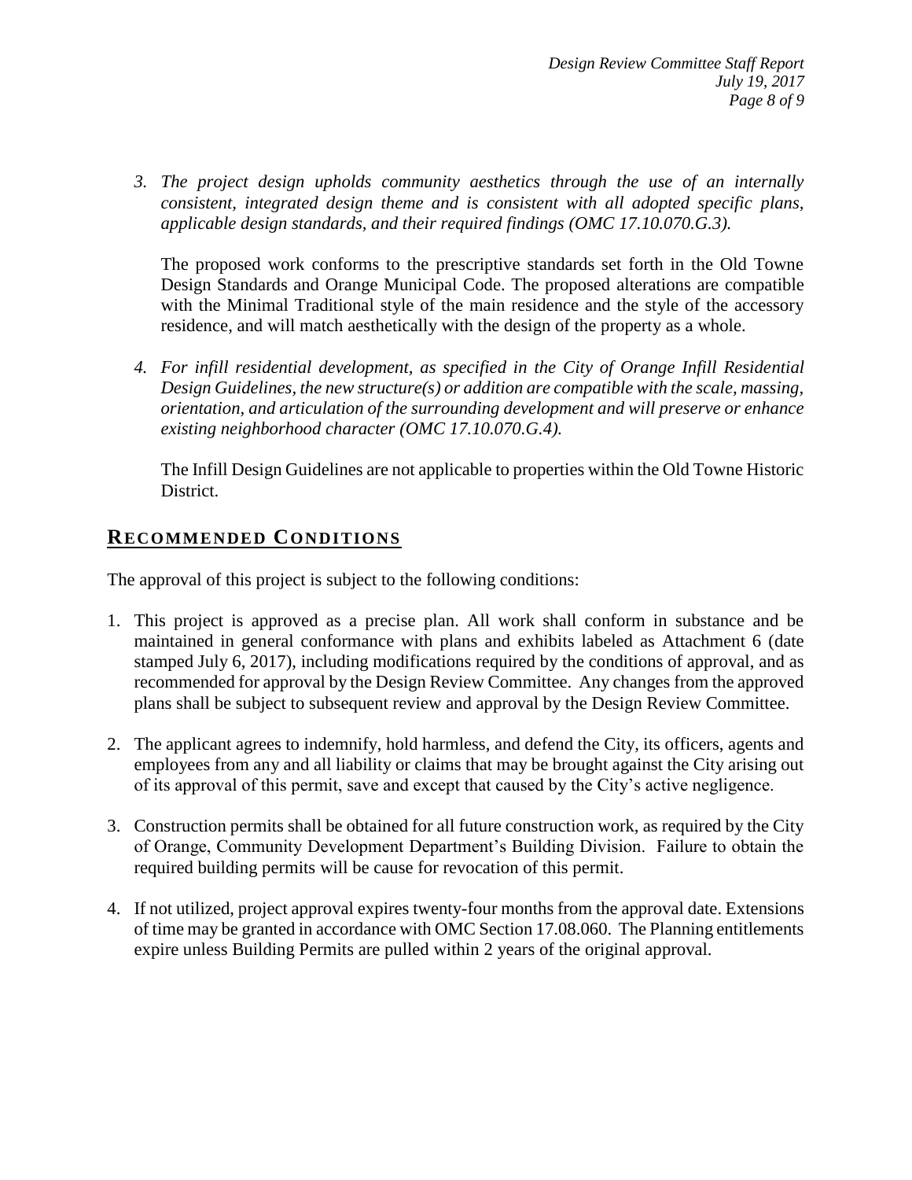3. *The project design upholds community aesthetics through the use of an internally consistent, integrated design theme and is consistent with all adopted specific plans, applicable design standards, and their required findings (OMC 17.10.070.G.3).*

   The proposed work conforms to the prescriptive standards set forth in the Old Towne Design Standards and Orange Municipal Code. The proposed alterations are compatible with the Minimal Traditional style of the main residence and the style of the accessory residence, and will match aesthetically with the design of the property as a whole.

4. *For infill residential development, as specified in the City of Orange Infill Residential Design Guidelines, the new structure(s) or addition are compatible with the scale, massing, orientation, and articulation of the surrounding development and will preserve or enhance existing neighborhood character (OMC 17.10.070.G.4).*

   The Infill Design Guidelines are not applicable to properties within the Old Towne Historic District.

## RECOMMENDED CONDITIONS

The approval of this project is subject to the following conditions:

1. This project is approved as a precise plan. All work shall conform in substance and be maintained in general conformance with plans and exhibits labeled as Attachment 6 (date stamped July 6, 2017), including modifications required by the conditions of approval, and as recommended for approval by the Design Review Committee. Any changes from the approved plans shall be subject to subsequent review and approval by the Design Review Committee.

2. The applicant agrees to indemnify, hold harmless, and defend the City, its officers, agents and employees from any and all liability or claims that may be brought against the City arising out of its approval of this permit, save and except that caused by the City's active negligence.

3. Construction permits shall be obtained for all future construction work, as required by the City of Orange, Community Development Department's Building Division. Failure to obtain the required building permits will be cause for revocation of this permit.

4. If not utilized, project approval expires twenty-four months from the approval date. Extensions of time may be granted in accordance with OMC Section 17.08.060. The Planning entitlements expire unless Building Permits are pulled within 2 years of the original approval.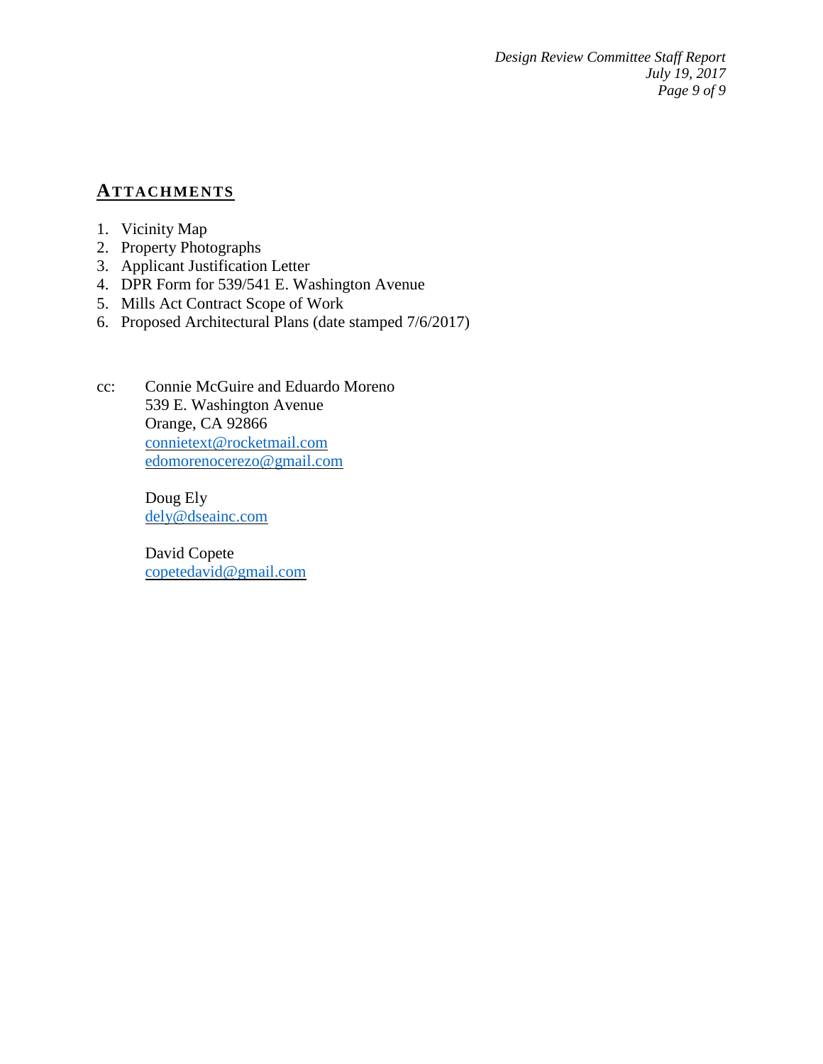## ATTACHMENTS

1. Vicinity Map
2. Property Photographs
3. Applicant Justification Letter
4. DPR Form for 539/541 E. Washington Avenue
5. Mills Act Contract Scope of Work
6. Proposed Architectural Plans (date stamped 7/6/2017)

cc: Connie McGuire and Eduardo Moreno
539 E. Washington Avenue
Orange, CA 92866
connietext@rocketmail.com
edomorenocerezo@gmail.com

Doug Ely
dely@dseainc.com

David Copete
copetedavid@gmail.com